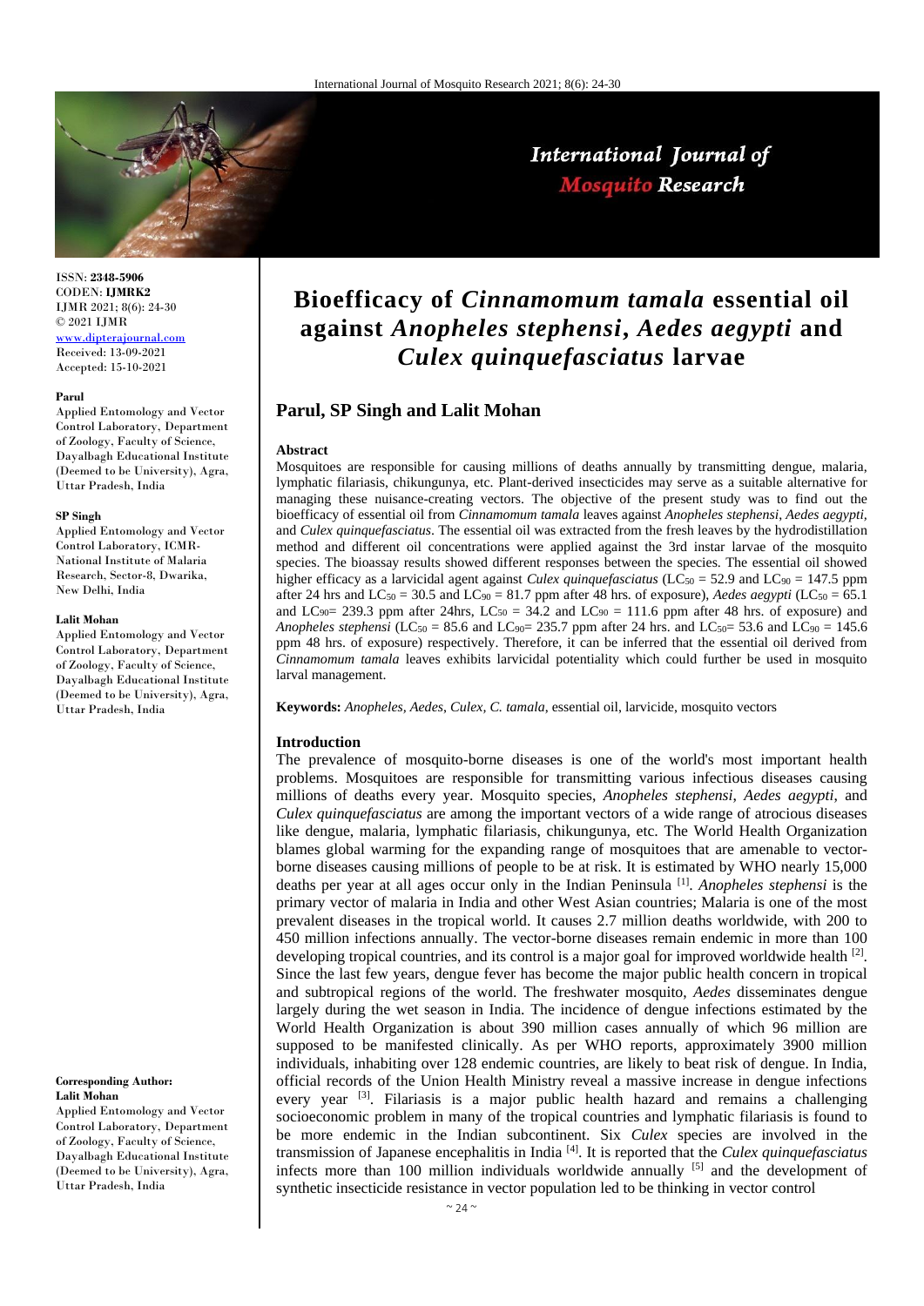ISSN: **2348-5906**
CODEN: **IJMRK2**
IJMR 2021; 8(6): 24-30
© 2021 IJMR
www.dipterajournal.com
Received: 13-09-2021
Accepted: 15-10-2021

**Parul**
Applied Entomology and Vector Control Laboratory, Department of Zoology, Faculty of Science, Dayalbagh Educational Institute (Deemed to be University), Agra, Uttar Pradesh, India

**SP Singh**
Applied Entomology and Vector Control Laboratory, ICMR-National Institute of Malaria Research, Sector-8, Dwarika, New Delhi, India

**Lalit Mohan**
Applied Entomology and Vector Control Laboratory, Department of Zoology, Faculty of Science, Dayalbagh Educational Institute (Deemed to be University), Agra, Uttar Pradesh, India

**Corresponding Author:**
**Lalit Mohan**
Applied Entomology and Vector Control Laboratory, Department of Zoology, Faculty of Science, Dayalbagh Educational Institute (Deemed to be University), Agra, Uttar Pradesh, India

# Bioefficacy of *Cinnamomum tamala* essential oil against *Anopheles stephensi*, *Aedes aegypti* and *Culex quinquefasciatus* larvae

**Parul, SP Singh and Lalit Mohan**

### Abstract

Mosquitoes are responsible for causing millions of deaths annually by transmitting dengue, malaria, lymphatic filariasis, chikungunya, etc. Plant-derived insecticides may serve as a suitable alternative for managing these nuisance-creating vectors. The objective of the present study was to find out the bioefficacy of essential oil from *Cinnamomum tamala* leaves against *Anopheles stephensi*, *Aedes aegypti*, and *Culex quinquefasciatus*. The essential oil was extracted from the fresh leaves by the hydrodistillation method and different oil concentrations were applied against the 3rd instar larvae of the mosquito species. The bioassay results showed different responses between the species. The essential oil showed higher efficacy as a larvicidal agent against *Culex quinquefasciatus* ($LC_{50}$ = 52.9 and $LC_{90}$ = 147.5 ppm after 24 hrs and $LC_{50}$ = 30.5 and $LC_{90}$ = 81.7 ppm after 48 hrs. of exposure), *Aedes aegypti* ($LC_{50}$ = 65.1 and $LC_{90}$= 239.3 ppm after 24hrs, $LC_{50}$ = 34.2 and $LC_{90}$ = 111.6 ppm after 48 hrs. of exposure) and *Anopheles stephensi* ($LC_{50}$ = 85.6 and $LC_{90}$= 235.7 ppm after 24 hrs. and $LC_{50}$= 53.6 and $LC_{90}$ = 145.6 ppm 48 hrs. of exposure) respectively. Therefore, it can be inferred that the essential oil derived from *Cinnamomum tamala* leaves exhibits larvicidal potentiality which could further be used in mosquito larval management.

**Keywords:** *Anopheles, Aedes, Culex, C. tamala,* essential oil, larvicide, mosquito vectors

### Introduction

The prevalence of mosquito-borne diseases is one of the world's most important health problems. Mosquitoes are responsible for transmitting various infectious diseases causing millions of deaths every year. Mosquito species, *Anopheles stephensi, Aedes aegypti*, and *Culex quinquefasciatus* are among the important vectors of a wide range of atrocious diseases like dengue, malaria, lymphatic filariasis, chikungunya, etc. The World Health Organization blames global warming for the expanding range of mosquitoes that are amenable to vector-borne diseases causing millions of people to be at risk. It is estimated by WHO nearly 15,000 deaths per year at all ages occur only in the Indian Peninsula [1]. *Anopheles stephensi* is the primary vector of malaria in India and other West Asian countries; Malaria is one of the most prevalent diseases in the tropical world. It causes 2.7 million deaths worldwide, with 200 to 450 million infections annually. The vector-borne diseases remain endemic in more than 100 developing tropical countries, and its control is a major goal for improved worldwide health [2]. Since the last few years, dengue fever has become the major public health concern in tropical and subtropical regions of the world. The freshwater mosquito, *Aedes* disseminates dengue largely during the wet season in India. The incidence of dengue infections estimated by the World Health Organization is about 390 million cases annually of which 96 million are supposed to be manifested clinically. As per WHO reports, approximately 3900 million individuals, inhabiting over 128 endemic countries, are likely to beat risk of dengue. In India, official records of the Union Health Ministry reveal a massive increase in dengue infections every year [3]. Filariasis is a major public health hazard and remains a challenging socioeconomic problem in many of the tropical countries and lymphatic filariasis is found to be more endemic in the Indian subcontinent. Six *Culex* species are involved in the transmission of Japanese encephalitis in India [4]. It is reported that the *Culex quinquefasciatus* infects more than 100 million individuals worldwide annually [5] and the development of synthetic insecticide resistance in vector population led to be thinking in vector control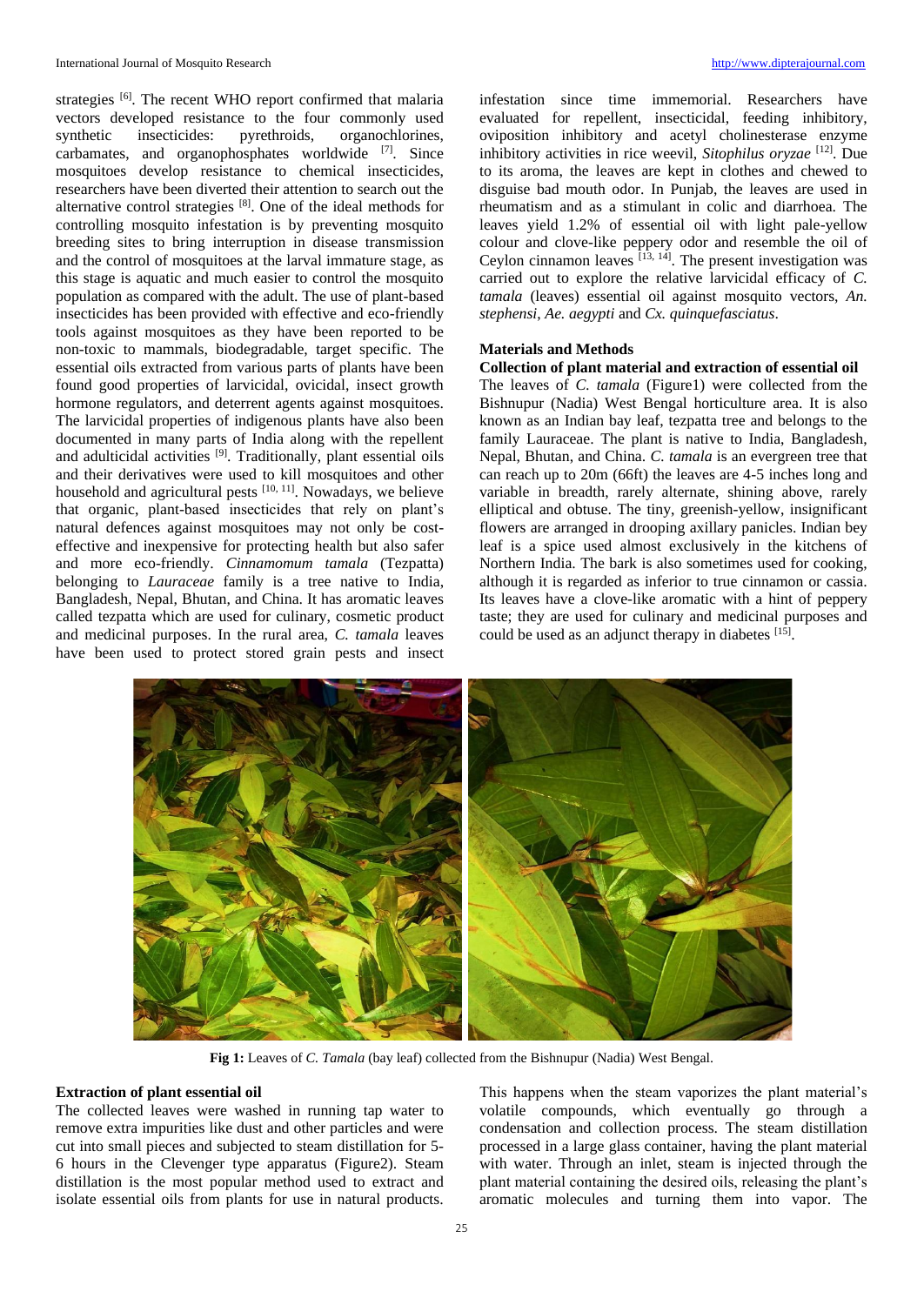strategies [6]. The recent WHO report confirmed that malaria vectors developed resistance to the four commonly used synthetic insecticides: pyrethroids, organochlorines, carbamates, and organophosphates worldwide [7]. Since mosquitoes develop resistance to chemical insecticides, researchers have been diverted their attention to search out the alternative control strategies [8]. One of the ideal methods for controlling mosquito infestation is by preventing mosquito breeding sites to bring interruption in disease transmission and the control of mosquitoes at the larval immature stage, as this stage is aquatic and much easier to control the mosquito population as compared with the adult. The use of plant-based insecticides has been provided with effective and eco-friendly tools against mosquitoes as they have been reported to be non-toxic to mammals, biodegradable, target specific. The essential oils extracted from various parts of plants have been found good properties of larvicidal, ovicidal, insect growth hormone regulators, and deterrent agents against mosquitoes. The larvicidal properties of indigenous plants have also been documented in many parts of India along with the repellent and adulticidal activities [9]. Traditionally, plant essential oils and their derivatives were used to kill mosquitoes and other household and agricultural pests [10, 11]. Nowadays, we believe that organic, plant-based insecticides that rely on plant's natural defences against mosquitoes may not only be cost-effective and inexpensive for protecting health but also safer and more eco-friendly. *Cinnamomum tamala* (Tezpatta) belonging to *Lauraceae* family is a tree native to India, Bangladesh, Nepal, Bhutan, and China. It has aromatic leaves called tezpatta which are used for culinary, cosmetic product and medicinal purposes. In the rural area, *C. tamala* leaves have been used to protect stored grain pests and insect infestation since time immemorial. Researchers have evaluated for repellent, insecticidal, feeding inhibitory, oviposition inhibitory and acetyl cholinesterase enzyme inhibitory activities in rice weevil, *Sitophilus oryzae* [12]. Due to its aroma, the leaves are kept in clothes and chewed to disguise bad mouth odor. In Punjab, the leaves are used in rheumatism and as a stimulant in colic and diarrhoea. The leaves yield 1.2% of essential oil with light pale-yellow colour and clove-like peppery odor and resemble the oil of Ceylon cinnamon leaves [13, 14]. The present investigation was carried out to explore the relative larvicidal efficacy of *C. tamala* (leaves) essential oil against mosquito vectors, *An. stephensi*, *Ae. aegypti* and *Cx. quinquefasciatus*.

## Materials and Methods

### Collection of plant material and extraction of essential oil

The leaves of *C. tamala* (Figure1) were collected from the Bishnupur (Nadia) West Bengal horticulture area. It is also known as an Indian bay leaf, tezpatta tree and belongs to the family Lauraceae. The plant is native to India, Bangladesh, Nepal, Bhutan, and China. *C. tamala* is an evergreen tree that can reach up to 20m (66ft) the leaves are 4-5 inches long and variable in breadth, rarely alternate, shining above, rarely elliptical and obtuse. The tiny, greenish-yellow, insignificant flowers are arranged in drooping axillary panicles. Indian bey leaf is a spice used almost exclusively in the kitchens of Northern India. The bark is also sometimes used for cooking, although it is regarded as inferior to true cinnamon or cassia. Its leaves have a clove-like aromatic with a hint of peppery taste; they are used for culinary and medicinal purposes and could be used as an adjunct therapy in diabetes [15].

**Fig 1:** Leaves of *C. Tamala* (bay leaf) collected from the Bishnupur (Nadia) West Bengal.

### Extraction of plant essential oil

The collected leaves were washed in running tap water to remove extra impurities like dust and other particles and were cut into small pieces and subjected to steam distillation for 5-6 hours in the Clevenger type apparatus (Figure2). Steam distillation is the most popular method used to extract and isolate essential oils from plants for use in natural products. This happens when the steam vaporizes the plant material's volatile compounds, which eventually go through a condensation and collection process. The steam distillation processed in a large glass container, having the plant material with water. Through an inlet, steam is injected through the plant material containing the desired oils, releasing the plant's aromatic molecules and turning them into vapor. The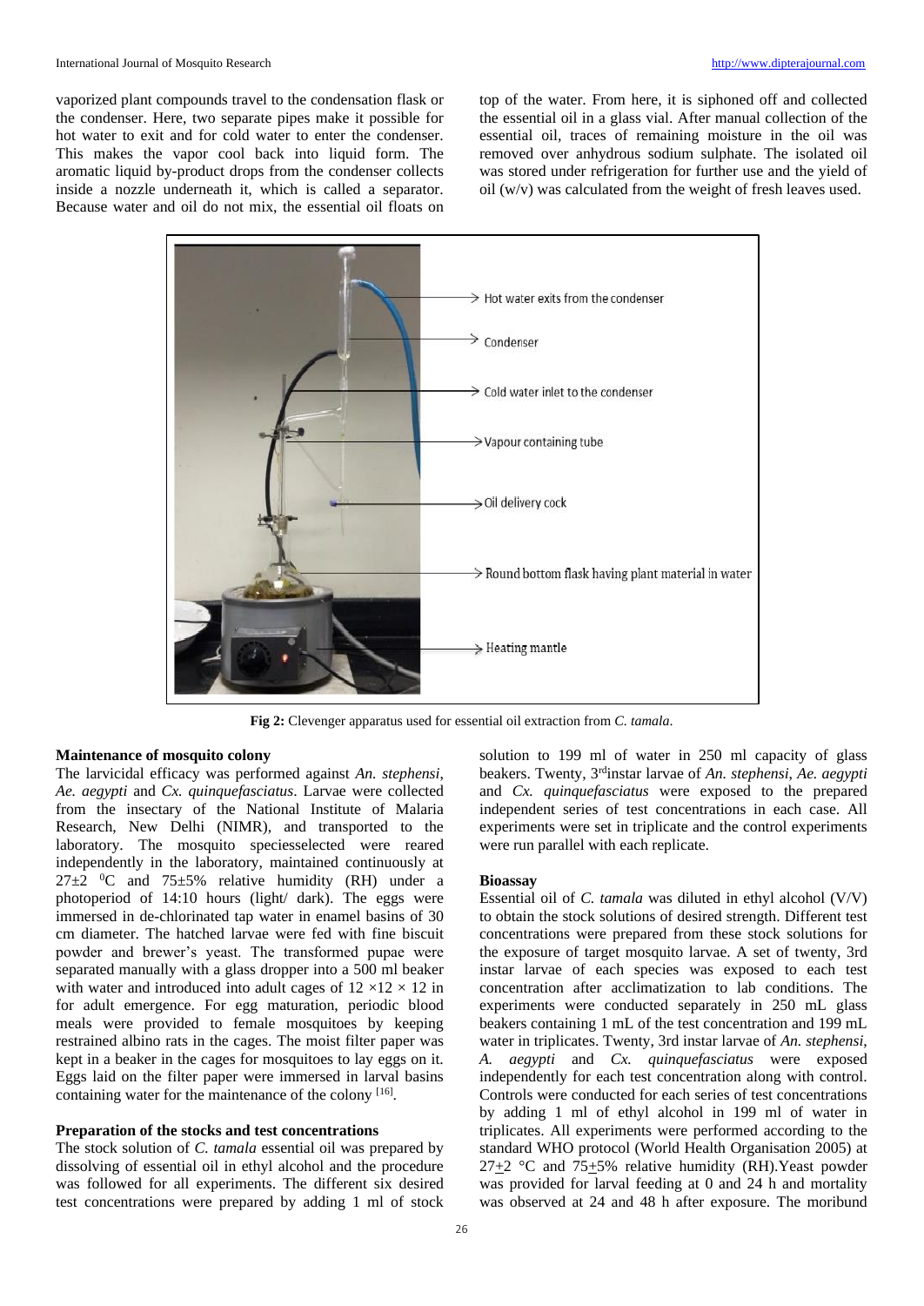vaporized plant compounds travel to the condensation flask or the condenser. Here, two separate pipes make it possible for hot water to exit and for cold water to enter the condenser. This makes the vapor cool back into liquid form. The aromatic liquid by-product drops from the condenser collects inside a nozzle underneath it, which is called a separator. Because water and oil do not mix, the essential oil floats on top of the water. From here, it is siphoned off and collected the essential oil in a glass vial. After manual collection of the essential oil, traces of remaining moisture in the oil was removed over anhydrous sodium sulphate. The isolated oil was stored under refrigeration for further use and the yield of oil (w/v) was calculated from the weight of fresh leaves used.

Fig 2: Clevenger apparatus used for essential oil extraction from *C. tamala*.

### Maintenance of mosquito colony

The larvicidal efficacy was performed against *An. stephensi*, *Ae. aegypti* and *Cx. quinquefasciatus*. Larvae were collected from the insectary of the National Institute of Malaria Research, New Delhi (NIMR), and transported to the laboratory. The mosquito speciesselected were reared independently in the laboratory, maintained continuously at 27±2 ⁰C and 75±5% relative humidity (RH) under a photoperiod of 14:10 hours (light/ dark). The eggs were immersed in de-chlorinated tap water in enamel basins of 30 cm diameter. The hatched larvae were fed with fine biscuit powder and brewer's yeast. The transformed pupae were separated manually with a glass dropper into a 500 ml beaker with water and introduced into adult cages of 12 ×12 × 12 in for adult emergence. For egg maturation, periodic blood meals were provided to female mosquitoes by keeping restrained albino rats in the cages. The moist filter paper was kept in a beaker in the cages for mosquitoes to lay eggs on it. Eggs laid on the filter paper were immersed in larval basins containing water for the maintenance of the colony [16].

### Preparation of the stocks and test concentrations

The stock solution of *C. tamala* essential oil was prepared by dissolving of essential oil in ethyl alcohol and the procedure was followed for all experiments. The different six desired test concentrations were prepared by adding 1 ml of stock solution to 199 ml of water in 250 ml capacity of glass beakers. Twenty, 3rdinstar larvae of *An. stephensi*, *Ae. aegypti* and *Cx. quinquefasciatus* were exposed to the prepared independent series of test concentrations in each case. All experiments were carried out in triplicate and the control experiments were run parallel with each replicate.

### Bioassay

Essential oil of *C. tamala* was diluted in ethyl alcohol (V/V) to obtain the stock solutions of desired strength. Different test concentrations were prepared from these stock solutions for the exposure of target mosquito larvae. A set of twenty, 3rd instar larvae of each species was exposed to each test concentration after acclimatization to lab conditions. The experiments were conducted separately in 250 mL glass beakers containing 1 mL of the test concentration and 199 mL water in triplicates. Twenty, 3rd instar larvae of *An. stephensi*, *A. aegypti* and *Cx. quinquefasciatus* were exposed independently for each test concentration along with control. Controls were conducted for each series of test concentrations by adding 1 ml of ethyl alcohol in 199 ml of water in triplicates. All experiments were performed according to the standard WHO protocol (World Health Organisation 2005) at 27±2 °C and 75±5% relative humidity (RH).Yeast powder was provided for larval feeding at 0 and 24 h and mortality was observed at 24 and 48 h after exposure. The moribund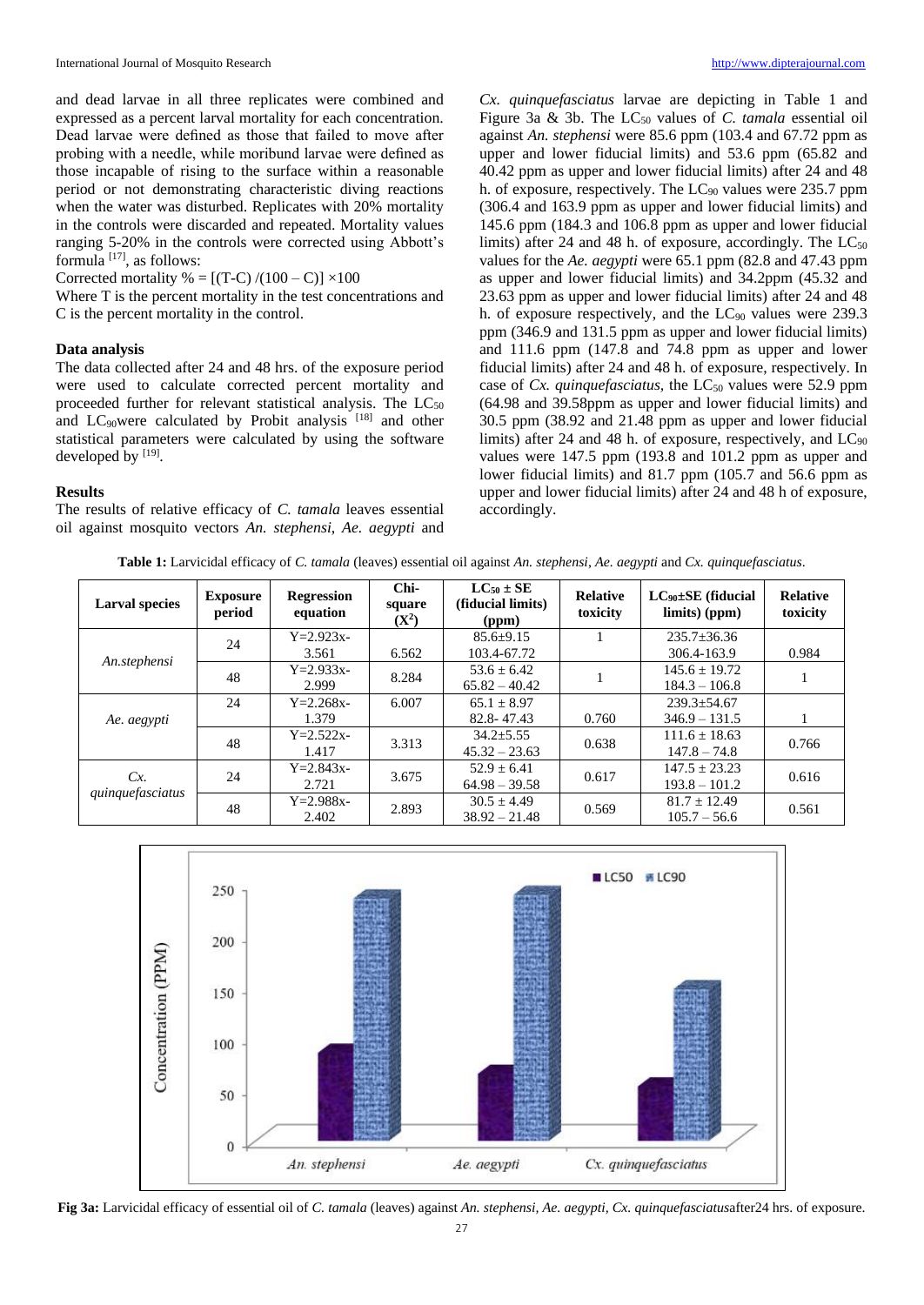and dead larvae in all three replicates were combined and expressed as a percent larval mortality for each concentration. Dead larvae were defined as those that failed to move after probing with a needle, while moribund larvae were defined as those incapable of rising to the surface within a reasonable period or not demonstrating characteristic diving reactions when the water was disturbed. Replicates with 20% mortality in the controls were discarded and repeated. Mortality values ranging 5-20% in the controls were corrected using Abbott's formula [17], as follows:

Corrected mortality % = $[(T\text{-}C) / (100 - C)] \times 100$

Where T is the percent mortality in the test concentrations and C is the percent mortality in the control.

#### Data analysis

The data collected after 24 and 48 hrs. of the exposure period were used to calculate corrected percent mortality and proceeded further for relevant statistical analysis. The $LC_{50}$ and $LC_{90}$were calculated by Probit analysis [18] and other statistical parameters were calculated by using the software developed by [19].

#### Results

The results of relative efficacy of *C. tamala* leaves essential oil against mosquito vectors *An. stephensi*, *Ae. aegypti* and *Cx. quinquefasciatus* larvae are depicting in Table 1 and Figure 3a & 3b. The $LC_{50}$ values of *C. tamala* essential oil against *An. stephensi* were 85.6 ppm (103.4 and 67.72 ppm as upper and lower fiducial limits) and 53.6 ppm (65.82 and 40.42 ppm as upper and lower fiducial limits) after 24 and 48 h. of exposure, respectively. The $LC_{90}$ values were 235.7 ppm (306.4 and 163.9 ppm as upper and lower fiducial limits) and 145.6 ppm (184.3 and 106.8 ppm as upper and lower fiducial limits) after 24 and 48 h. of exposure, accordingly. The $LC_{50}$ values for the *Ae. aegypti* were 65.1 ppm (82.8 and 47.43 ppm as upper and lower fiducial limits) and 34.2ppm (45.32 and 23.63 ppm as upper and lower fiducial limits) after 24 and 48 h. of exposure respectively, and the $LC_{90}$ values were 239.3 ppm (346.9 and 131.5 ppm as upper and lower fiducial limits) and 111.6 ppm (147.8 and 74.8 ppm as upper and lower fiducial limits) after 24 and 48 h. of exposure, respectively. In case of *Cx. quinquefasciatus*, the $LC_{50}$ values were 52.9 ppm (64.98 and 39.58ppm as upper and lower fiducial limits) and 30.5 ppm (38.92 and 21.48 ppm as upper and lower fiducial limits) after 24 and 48 h. of exposure, respectively, and $LC_{90}$ values were 147.5 ppm (193.8 and 101.2 ppm as upper and lower fiducial limits) and 81.7 ppm (105.7 and 56.6 ppm as upper and lower fiducial limits) after 24 and 48 h of exposure, accordingly.

**Table 1:** Larvicidal efficacy of *C. tamala* (leaves) essential oil against *An. stephensi*, *Ae. aegypti* and *Cx. quinquefasciatus*.

| Larval species | Exposure period | Regression equation | Chi-square ($X^2$) | $LC_{50} \pm SE$ (fiducial limits) (ppm) | Relative toxicity | $LC_{90} \pm SE$ (fiducial limits) (ppm) | Relative toxicity |
|---|---|---|---|---|---|---|---|
| *An.stephensi* | 24 | Y=2.923x-3.561 | 6.562 | 85.6±9.15<br>103.4-67.72 | 1 | 235.7±36.36<br>306.4-163.9 | 0.984 |
| | 48 | Y=2.933x-2.999 | 8.284 | 53.6 ± 6.42<br>65.82 – 40.42 | 1 | 145.6 ± 19.72<br>184.3 – 106.8 | 1 |
| *Ae. aegypti* | 24 | Y=2.268x-1.379 | 6.007 | 65.1 ± 8.97<br>82.8- 47.43 | 0.760 | 239.3±54.67<br>346.9 – 131.5 | 1 |
| | 48 | Y=2.522x-1.417 | 3.313 | 34.2±5.55<br>45.32 – 23.63 | 0.638 | 111.6 ± 18.63<br>147.8 – 74.8 | 0.766 |
| *Cx. quinquefasciatus* | 24 | Y=2.843x-2.721 | 3.675 | 52.9 ± 6.41<br>64.98 – 39.58 | 0.617 | 147.5 ± 23.23<br>193.8 – 101.2 | 0.616 |
| | 48 | Y=2.988x-2.402 | 2.893 | 30.5 ± 4.49<br>38.92 – 21.48 | 0.569 | 81.7 ± 12.49<br>105.7 – 56.6 | 0.561 |

**Fig 3a:** Larvicidal efficacy of essential oil of *C. tamala* (leaves) against *An. stephensi, Ae. aegypti, Cx. quinquefasciatus*after24 hrs. of exposure.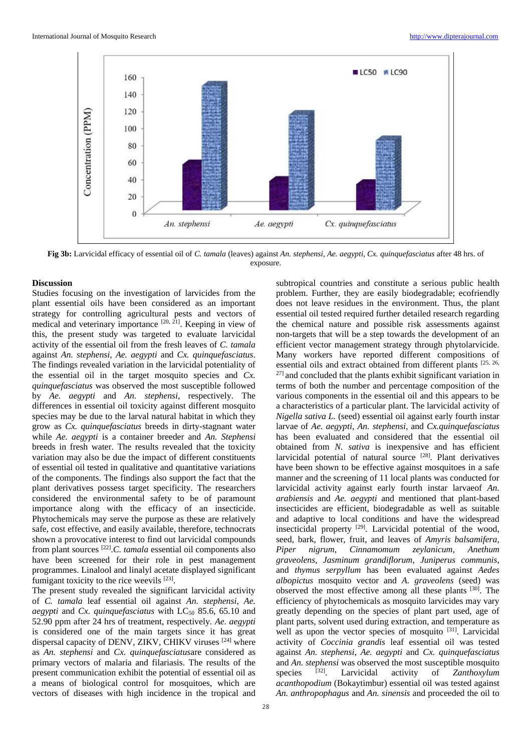**Fig 3b:** Larvicidal efficacy of essential oil of *C. tamala* (leaves) against *An. stephensi*, *Ae. aegypti*, *Cx. quinquefasciatus* after 48 hrs. of exposure.

## Discussion

Studies focusing on the investigation of larvicides from the plant essential oils have been considered as an important strategy for controlling agricultural pests and vectors of medical and veterinary importance [20, 21]. Keeping in view of this, the present study was targeted to evaluate larvicidal activity of the essential oil from the fresh leaves of *C. tamala* against *An. stephensi*, *Ae. aegypti* and *Cx. quinquefasciatus*. The findings revealed variation in the larvicidal potentiality of the essential oil in the target mosquito species and *Cx. quinquefasciatus* was observed the most susceptible followed by *Ae. aegypti* and *An. stephensi*, respectively. The differences in essential oil toxicity against different mosquito species may be due to the larval natural habitat in which they grow as *Cx. quinquefasciatus* breeds in dirty-stagnant water while *Ae. aegypti* is a container breeder and *An. Stephensi* breeds in fresh water. The results revealed that the toxicity variation may also be due the impact of different constituents of essential oil tested in qualitative and quantitative variations of the components. The findings also support the fact that the plant derivatives possess target specificity. The researchers considered the environmental safety to be of paramount importance along with the efficacy of an insecticide. Phytochemicals may serve the purpose as these are relatively safe, cost effective, and easily available, therefore, technocrats shown a provocative interest to find out larvicidal compounds from plant sources [22]. *C. tamala* essential oil components also have been screened for their role in pest management programmes. Linalool and linalyl acetate displayed significant fumigant toxicity to the rice weevils [23].

The present study revealed the significant larvicidal activity of *C. tamala* leaf essential oil against *An. stephensi*, *Ae. aegypti* and *Cx. quinquefasciatus* with $LC_{50}$ 85.6, 65.10 and 52.90 ppm after 24 hrs of treatment, respectively. *Ae. aegypti* is considered one of the main targets since it has great dispersal capacity of DENV, ZIKV, CHIKV viruses [24] where as *An. stephensi* and *Cx. quinquefasciatus*are considered as primary vectors of malaria and filariasis. The results of the present communication exhibit the potential of essential oil as a means of biological control for mosquitoes, which are vectors of diseases with high incidence in the tropical and subtropical countries and constitute a serious public health problem. Further, they are easily biodegradable; ecofriendly does not leave residues in the environment. Thus, the plant essential oil tested required further detailed research regarding the chemical nature and possible risk assessments against non-targets that will be a step towards the development of an efficient vector management strategy through phytolarvicide. Many workers have reported different compositions of essential oils and extract obtained from different plants [25, 26, 27] and concluded that the plants exhibit significant variation in terms of both the number and percentage composition of the various components in the essential oil and this appears to be a characteristics of a particular plant. The larvicidal activity of *Nigella sativa L.* (seed) essential oil against early fourth instar larvae of *Ae. aegypti*, *An. stephensi*, and *Cx.quinquefasciatus* has been evaluated and considered that the essential oil obtained from *N. sativa* is inexpensive and has efficient larvicidal potential of natural source [28]. Plant derivatives have been shown to be effective against mosquitoes in a safe manner and the screening of 11 local plants was conducted for larvicidal activity against early fourth instar larvaeof *An. arabiensis* and *Ae. aegypti* and mentioned that plant-based insecticides are efficient, biodegradable as well as suitable and adaptive to local conditions and have the widespread insecticidal property [29]. Larvicidal potential of the wood, seed, bark, flower, fruit, and leaves of *Amyris balsamifera*, *Piper nigrum*, *Cinnamomum zeylanicum*, *Anethum graveolens*, *Jasminum grandiflorum*, *Juniperus communis*, and *thymus serpyllum* has been evaluated against *Aedes albopictus* mosquito vector and *A. graveolens* (seed) was observed the most effective among all these plants [30]. The efficiency of phytochemicals as mosquito larvicides may vary greatly depending on the species of plant part used, age of plant parts, solvent used during extraction, and temperature as well as upon the vector species of mosquito [31]. Larvicidal activity of *Coccinia grandis* leaf essential oil was tested against *An. stephensi*, *Ae. aegypti* and *Cx. quinquefasciatus* and *An. stephensi* was observed the most susceptible mosquito species [32]. Larvicidal activity of *Zanthoxylum acanthopodium* (Bokaytimbur) essential oil was tested against *An. anthropophagus* and *An. sinensis* and proceeded the oil to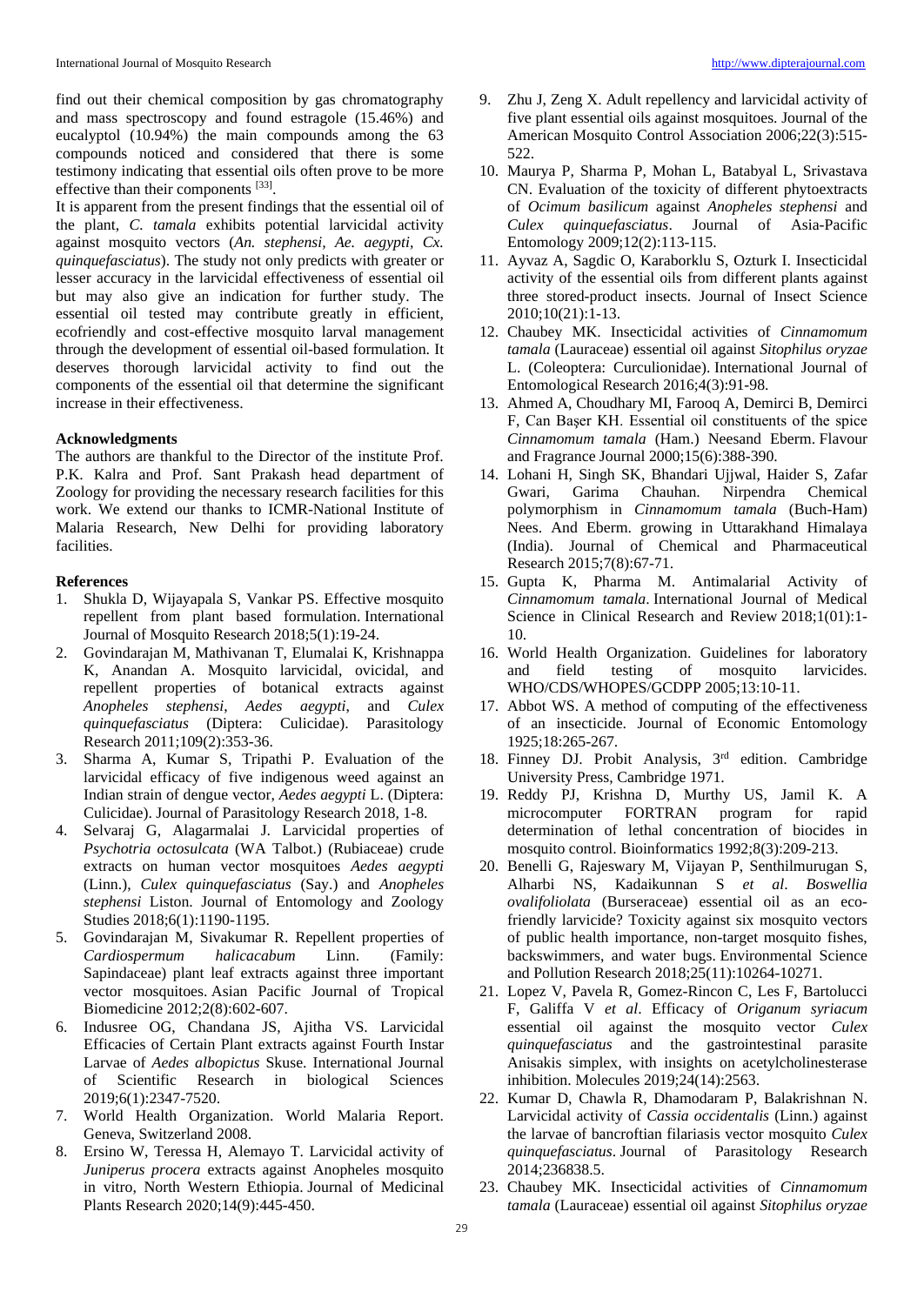find out their chemical composition by gas chromatography and mass spectroscopy and found estragole (15.46%) and eucalyptol (10.94%) the main compounds among the 63 compounds noticed and considered that there is some testimony indicating that essential oils often prove to be more effective than their components [33].

It is apparent from the present findings that the essential oil of the plant, *C. tamala* exhibits potential larvicidal activity against mosquito vectors (*An. stephensi*, *Ae. aegypti*, *Cx. quinquefasciatus*). The study not only predicts with greater or lesser accuracy in the larvicidal effectiveness of essential oil but may also give an indication for further study. The essential oil tested may contribute greatly in efficient, ecofriendly and cost-effective mosquito larval management through the development of essential oil-based formulation. It deserves thorough larvicidal activity to find out the components of the essential oil that determine the significant increase in their effectiveness.

## Acknowledgments

The authors are thankful to the Director of the institute Prof. P.K. Kalra and Prof. Sant Prakash head department of Zoology for providing the necessary research facilities for this work. We extend our thanks to ICMR-National Institute of Malaria Research, New Delhi for providing laboratory facilities.

## References

1. Shukla D, Wijayapala S, Vankar PS. Effective mosquito repellent from plant based formulation. International Journal of Mosquito Research 2018;5(1):19-24.
2. Govindarajan M, Mathivanan T, Elumalai K, Krishnappa K, Anandan A. Mosquito larvicidal, ovicidal, and repellent properties of botanical extracts against *Anopheles stephensi*, *Aedes aegypti*, and *Culex quinquefasciatus* (Diptera: Culicidae). Parasitology Research 2011;109(2):353-36.
3. Sharma A, Kumar S, Tripathi P. Evaluation of the larvicidal efficacy of five indigenous weed against an Indian strain of dengue vector, *Aedes aegypti* L. (Diptera: Culicidae). Journal of Parasitology Research 2018, 1-8.
4. Selvaraj G, Alagarmalai J. Larvicidal properties of *Psychotria octosulcata* (WA Talbot.) (Rubiaceae) crude extracts on human vector mosquitoes *Aedes aegypti* (Linn.), *Culex quinquefasciatus* (Say.) and *Anopheles stephensi* Liston. Journal of Entomology and Zoology Studies 2018;6(1):1190-1195.
5. Govindarajan M, Sivakumar R. Repellent properties of *Cardiospermum halicacabum* Linn. (Family: Sapindaceae) plant leaf extracts against three important vector mosquitoes. Asian Pacific Journal of Tropical Biomedicine 2012;2(8):602-607.
6. Indusree OG, Chandana JS, Ajitha VS. Larvicidal Efficacies of Certain Plant extracts against Fourth Instar Larvae of *Aedes albopictus* Skuse. International Journal of Scientific Research in biological Sciences 2019;6(1):2347-7520.
7. World Health Organization. World Malaria Report. Geneva, Switzerland 2008.
8. Ersino W, Teressa H, Alemayo T. Larvicidal activity of *Juniperus procera* extracts against Anopheles mosquito in vitro, North Western Ethiopia. Journal of Medicinal Plants Research 2020;14(9):445-450.
9. Zhu J, Zeng X. Adult repellency and larvicidal activity of five plant essential oils against mosquitoes. Journal of the American Mosquito Control Association 2006;22(3):515-522.
10. Maurya P, Sharma P, Mohan L, Batabyal L, Srivastava CN. Evaluation of the toxicity of different phytoextracts of *Ocimum basilicum* against *Anopheles stephensi* and *Culex quinquefasciatus*. Journal of Asia-Pacific Entomology 2009;12(2):113-115.
11. Ayvaz A, Sagdic O, Karaborklu S, Ozturk I. Insecticidal activity of the essential oils from different plants against three stored-product insects. Journal of Insect Science 2010;10(21):1-13.
12. Chaubey MK. Insecticidal activities of *Cinnamomum tamala* (Lauraceae) essential oil against *Sitophilus oryzae* L. (Coleoptera: Curculionidae). International Journal of Entomological Research 2016;4(3):91-98.
13. Ahmed A, Choudhary MI, Farooq A, Demirci B, Demirci F, Can Başer KH. Essential oil constituents of the spice *Cinnamomum tamala* (Ham.) Neesand Eberm. Flavour and Fragrance Journal 2000;15(6):388-390.
14. Lohani H, Singh SK, Bhandari Ujjwal, Haider S, Zafar Gwari, Garima Chauhan. Nirpendra Chemical polymorphism in *Cinnamomum tamala* (Buch-Ham) Nees. And Eberm. growing in Uttarakhand Himalaya (India). Journal of Chemical and Pharmaceutical Research 2015;7(8):67-71.
15. Gupta K, Pharma M. Antimalarial Activity of *Cinnamomum tamala*. International Journal of Medical Science in Clinical Research and Review 2018;1(01):1-10.
16. World Health Organization. Guidelines for laboratory and field testing of mosquito larvicides. WHO/CDS/WHOPES/GCDPP 2005;13:10-11.
17. Abbot WS. A method of computing of the effectiveness of an insecticide. Journal of Economic Entomology 1925;18:265-267.
18. Finney DJ. Probit Analysis, 3rd edition. Cambridge University Press, Cambridge 1971.
19. Reddy PJ, Krishna D, Murthy US, Jamil K. A microcomputer FORTRAN program for rapid determination of lethal concentration of biocides in mosquito control. Bioinformatics 1992;8(3):209-213.
20. Benelli G, Rajeswary M, Vijayan P, Senthilmurugan S, Alharbi NS, Kadaikunnan S *et al*. *Boswellia ovalifoliolata* (Burseraceae) essential oil as an eco-friendly larvicide? Toxicity against six mosquito vectors of public health importance, non-target mosquito fishes, backswimmers, and water bugs. Environmental Science and Pollution Research 2018;25(11):10264-10271.
21. Lopez V, Pavela R, Gomez-Rincon C, Les F, Bartolucci F, Galiffa V *et al*. Efficacy of *Origanum syriacum* essential oil against the mosquito vector *Culex quinquefasciatus* and the gastrointestinal parasite Anisakis simplex, with insights on acetylcholinesterase inhibition. Molecules 2019;24(14):2563.
22. Kumar D, Chawla R, Dhamodaram P, Balakrishnan N. Larvicidal activity of *Cassia occidentalis* (Linn.) against the larvae of bancroftian filariasis vector mosquito *Culex quinquefasciatus*. Journal of Parasitology Research 2014;236838.5.
23. Chaubey MK. Insecticidal activities of *Cinnamomum tamala* (Lauraceae) essential oil against *Sitophilus oryzae*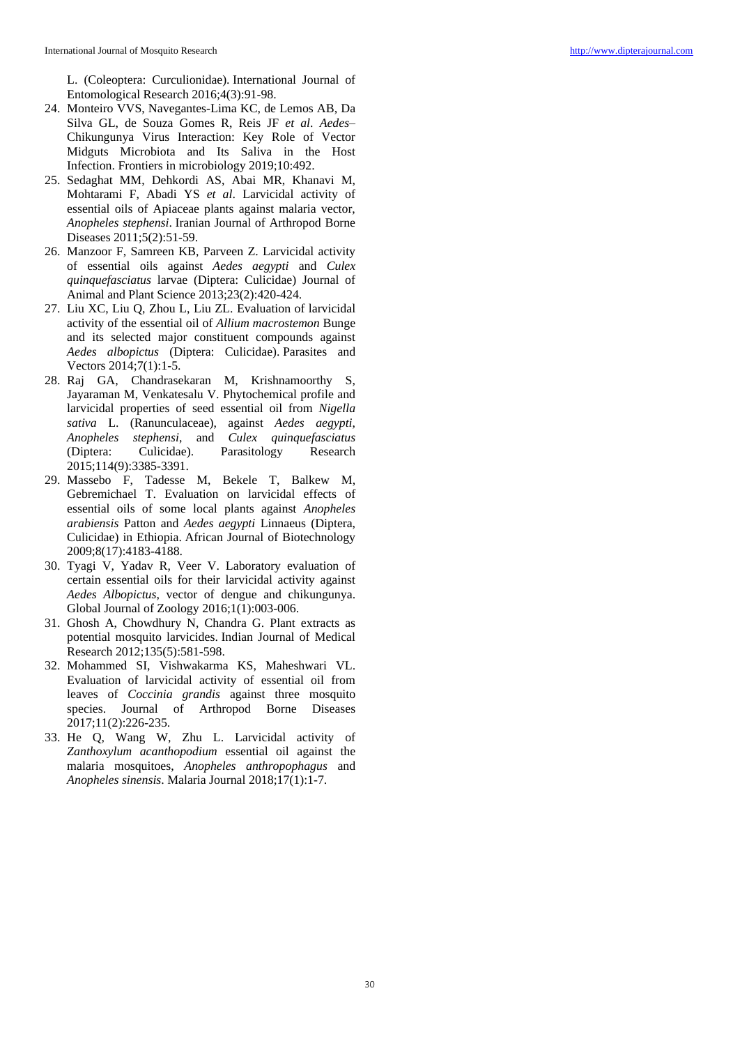L. (Coleoptera: Curculionidae). International Journal of Entomological Research 2016;4(3):91-98.

24. Monteiro VVS, Navegantes-Lima KC, de Lemos AB, Da Silva GL, de Souza Gomes R, Reis JF *et al*. *Aedes*–Chikungunya Virus Interaction: Key Role of Vector Midguts Microbiota and Its Saliva in the Host Infection. Frontiers in microbiology 2019;10:492.
25. Sedaghat MM, Dehkordi AS, Abai MR, Khanavi M, Mohtarami F, Abadi YS *et al*. Larvicidal activity of essential oils of Apiaceae plants against malaria vector, *Anopheles stephensi*. Iranian Journal of Arthropod Borne Diseases 2011;5(2):51-59.
26. Manzoor F, Samreen KB, Parveen Z. Larvicidal activity of essential oils against *Aedes aegypti* and *Culex quinquefasciatus* larvae (Diptera: Culicidae) Journal of Animal and Plant Science 2013;23(2):420-424.
27. Liu XC, Liu Q, Zhou L, Liu ZL. Evaluation of larvicidal activity of the essential oil of *Allium macrostemon* Bunge and its selected major constituent compounds against *Aedes albopictus* (Diptera: Culicidae). Parasites and Vectors 2014;7(1):1-5.
28. Raj GA, Chandrasekaran M, Krishnamoorthy S, Jayaraman M, Venkatesalu V. Phytochemical profile and larvicidal properties of seed essential oil from *Nigella sativa* L. (Ranunculaceae), against *Aedes aegypti*, *Anopheles stephensi*, and *Culex quinquefasciatus* (Diptera: Culicidae). Parasitology Research 2015;114(9):3385-3391.
29. Massebo F, Tadesse M, Bekele T, Balkew M, Gebremichael T. Evaluation on larvicidal effects of essential oils of some local plants against *Anopheles arabiensis* Patton and *Aedes aegypti* Linnaeus (Diptera, Culicidae) in Ethiopia. African Journal of Biotechnology 2009;8(17):4183-4188.
30. Tyagi V, Yadav R, Veer V. Laboratory evaluation of certain essential oils for their larvicidal activity against *Aedes Albopictus*, vector of dengue and chikungunya. Global Journal of Zoology 2016;1(1):003-006.
31. Ghosh A, Chowdhury N, Chandra G. Plant extracts as potential mosquito larvicides. Indian Journal of Medical Research 2012;135(5):581-598.
32. Mohammed SI, Vishwakarma KS, Maheshwari VL. Evaluation of larvicidal activity of essential oil from leaves of *Coccinia grandis* against three mosquito species. Journal of Arthropod Borne Diseases 2017;11(2):226-235.
33. He Q, Wang W, Zhu L. Larvicidal activity of *Zanthoxylum acanthopodium* essential oil against the malaria mosquitoes, *Anopheles anthropophagus* and *Anopheles sinensis*. Malaria Journal 2018;17(1):1-7.